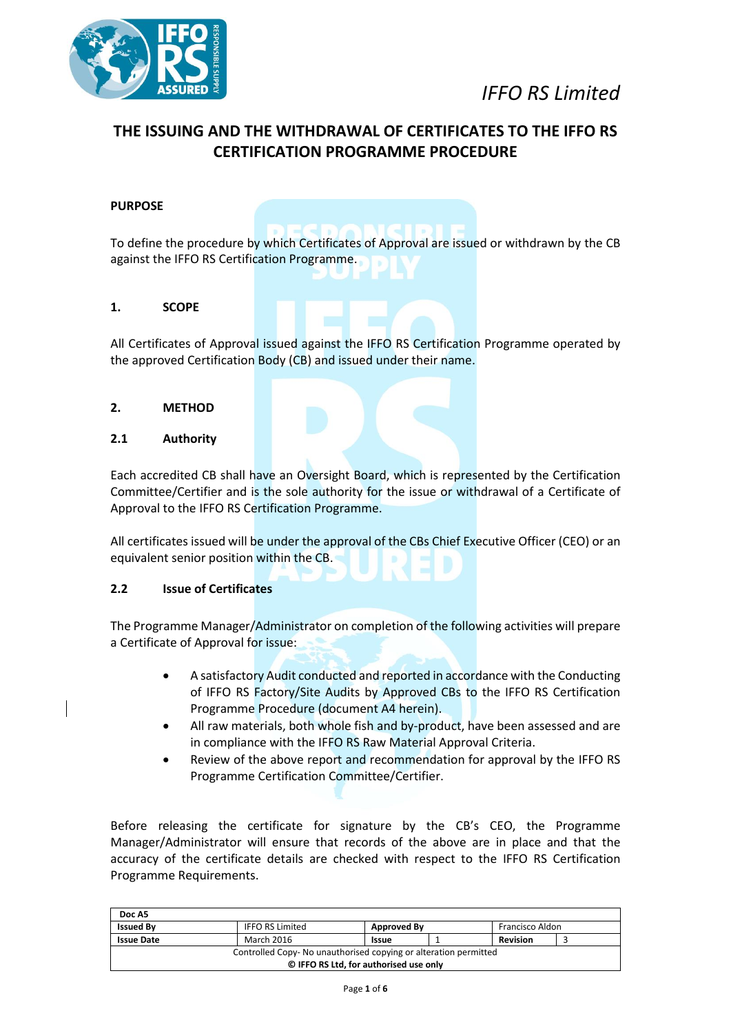IFFO RS Limited

# THE ISSUING AND THE WITHDRAWAL OF CERTIFICATES TO THE IFFO RS CERTIFICATION PROGRAMME PROCEDURE

**PURPOSE**

To define the procedure by which Certificates of Approval are issued or withdrawn by the CB against the IFFO RS Certification Programme.

## 1. SCOPE

All Certificates of Approval issued against the IFFO RS Certification Programme operated by the approved Certification Body (CB) and issued under their name.

## 2. METHOD

### 2.1 Authority

Each accredited CB shall have an Oversight Board, which is represented by the Certification Committee/Certifier and is the sole authority for the issue or withdrawal of a Certificate of Approval to the IFFO RS Certification Programme.

All certificates issued will be under the approval of the CBs Chief Executive Officer (CEO) or an equivalent senior position within the CB.

### 2.2 Issue of Certificates

The Programme Manager/Administrator on completion of the following activities will prepare a Certificate of Approval for issue:

- A satisfactory Audit conducted and reported in accordance with the Conducting of IFFO RS Factory/Site Audits by Approved CBs to the IFFO RS Certification Programme Procedure (document A4 herein).
- All raw materials, both whole fish and by-product, have been assessed and are in compliance with the IFFO RS Raw Material Approval Criteria.
- Review of the above report and recommendation for approval by the IFFO RS Programme Certification Committee/Certifier.

Before releasing the certificate for signature by the CB's CEO, the Programme Manager/Administrator will ensure that records of the above are in place and that the accuracy of the certificate details are checked with respect to the IFFO RS Certification Programme Requirements.

| Doc A5 | | | | | |
|---|---|---|---|---|---|
| **Issued By** | IFFO RS Limited | **Approved By** | | Francisco Aldon | |
| **Issue Date** | March 2016 | **Issue** | 1 | **Revision** | 3 |
| Controlled Copy- No unauthorised copying or alteration permitted | | | | | |
| **© IFFO RS Ltd, for authorised use only** | | | | | |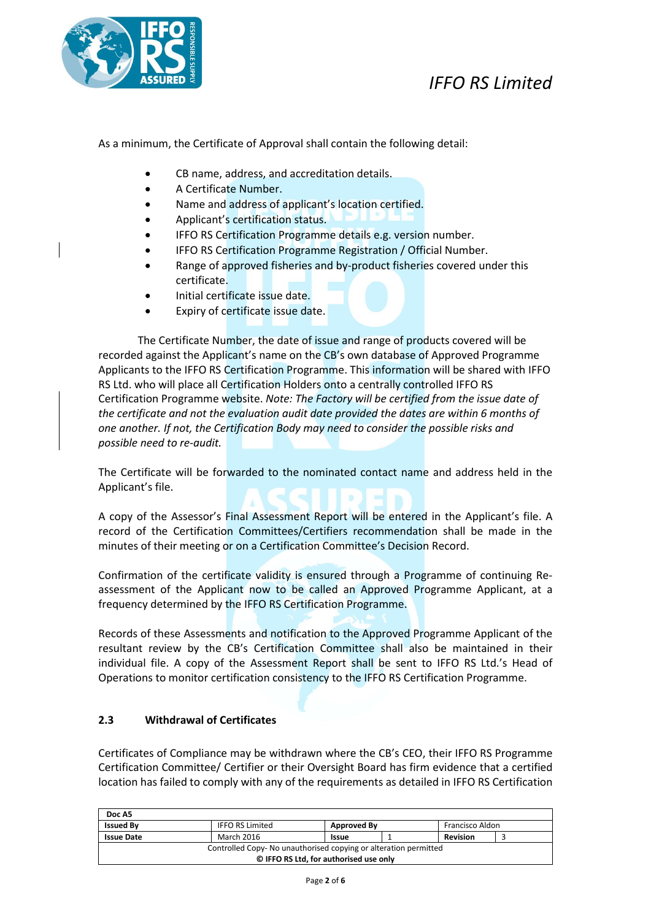As a minimum, the Certificate of Approval shall contain the following detail:

- CB name, address, and accreditation details.
- A Certificate Number.
- Name and address of applicant's location certified.
- Applicant's certification status.
- IFFO RS Certification Programme details e.g. version number.
- IFFO RS Certification Programme Registration / Official Number.
- Range of approved fisheries and by-product fisheries covered under this certificate.
- Initial certificate issue date.
- Expiry of certificate issue date.

The Certificate Number, the date of issue and range of products covered will be recorded against the Applicant's name on the CB's own database of Approved Programme Applicants to the IFFO RS Certification Programme. This information will be shared with IFFO RS Ltd. who will place all Certification Holders onto a centrally controlled IFFO RS Certification Programme website. *Note: The Factory will be certified from the issue date of the certificate and not the evaluation audit date provided the dates are within 6 months of one another. If not, the Certification Body may need to consider the possible risks and possible need to re-audit.*

The Certificate will be forwarded to the nominated contact name and address held in the Applicant's file.

A copy of the Assessor's Final Assessment Report will be entered in the Applicant's file. A record of the Certification Committees/Certifiers recommendation shall be made in the minutes of their meeting or on a Certification Committee's Decision Record.

Confirmation of the certificate validity is ensured through a Programme of continuing Re-assessment of the Applicant now to be called an Approved Programme Applicant, at a frequency determined by the IFFO RS Certification Programme.

Records of these Assessments and notification to the Approved Programme Applicant of the resultant review by the CB's Certification Committee shall also be maintained in their individual file. A copy of the Assessment Report shall be sent to IFFO RS Ltd.'s Head of Operations to monitor certification consistency to the IFFO RS Certification Programme.

### 2.3 Withdrawal of Certificates

Certificates of Compliance may be withdrawn where the CB's CEO, their IFFO RS Programme Certification Committee/ Certifier or their Oversight Board has firm evidence that a certified location has failed to comply with any of the requirements as detailed in IFFO RS Certification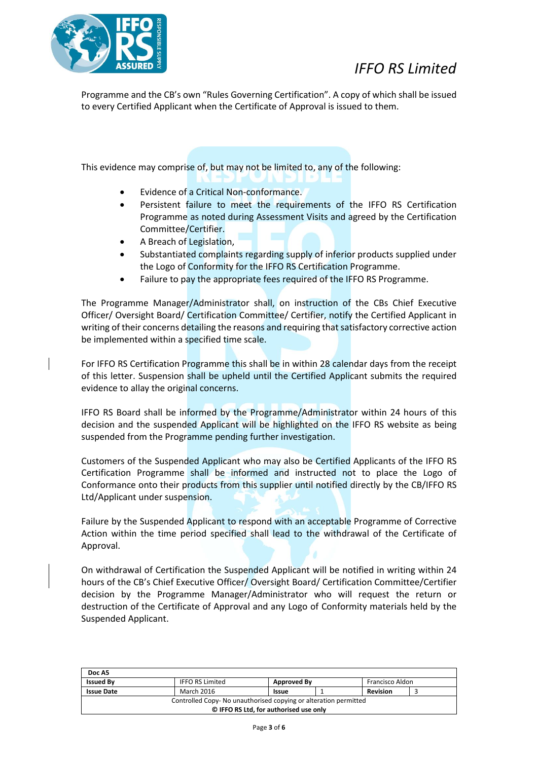Programme and the CB's own "Rules Governing Certification". A copy of which shall be issued to every Certified Applicant when the Certificate of Approval is issued to them.

This evidence may comprise of, but may not be limited to, any of the following:

- Evidence of a Critical Non-conformance.
- Persistent failure to meet the requirements of the IFFO RS Certification Programme as noted during Assessment Visits and agreed by the Certification Committee/Certifier.
- A Breach of Legislation,
- Substantiated complaints regarding supply of inferior products supplied under the Logo of Conformity for the IFFO RS Certification Programme.
- Failure to pay the appropriate fees required of the IFFO RS Programme.

The Programme Manager/Administrator shall, on instruction of the CBs Chief Executive Officer/ Oversight Board/ Certification Committee/ Certifier, notify the Certified Applicant in writing of their concerns detailing the reasons and requiring that satisfactory corrective action be implemented within a specified time scale.

For IFFO RS Certification Programme this shall be in within 28 calendar days from the receipt of this letter. Suspension shall be upheld until the Certified Applicant submits the required evidence to allay the original concerns.

IFFO RS Board shall be informed by the Programme/Administrator within 24 hours of this decision and the suspended Applicant will be highlighted on the IFFO RS website as being suspended from the Programme pending further investigation.

Customers of the Suspended Applicant who may also be Certified Applicants of the IFFO RS Certification Programme shall be informed and instructed not to place the Logo of Conformance onto their products from this supplier until notified directly by the CB/IFFO RS Ltd/Applicant under suspension.

Failure by the Suspended Applicant to respond with an acceptable Programme of Corrective Action within the time period specified shall lead to the withdrawal of the Certificate of Approval.

On withdrawal of Certification the Suspended Applicant will be notified in writing within 24 hours of the CB's Chief Executive Officer/ Oversight Board/ Certification Committee/Certifier decision by the Programme Manager/Administrator who will request the return or destruction of the Certificate of Approval and any Logo of Conformity materials held by the Suspended Applicant.

| Doc A5 | | | | | |
|---|---|---|---|---|---|
| Issued By | IFFO RS Limited | Approved By | | Francisco Aldon | |
| Issue Date | March 2016 | Issue | 1 | Revision | 3 |
| Controlled Copy- No unauthorised copying or alteration permitted | | | | | |
| © IFFO RS Ltd, for authorised use only | | | | | |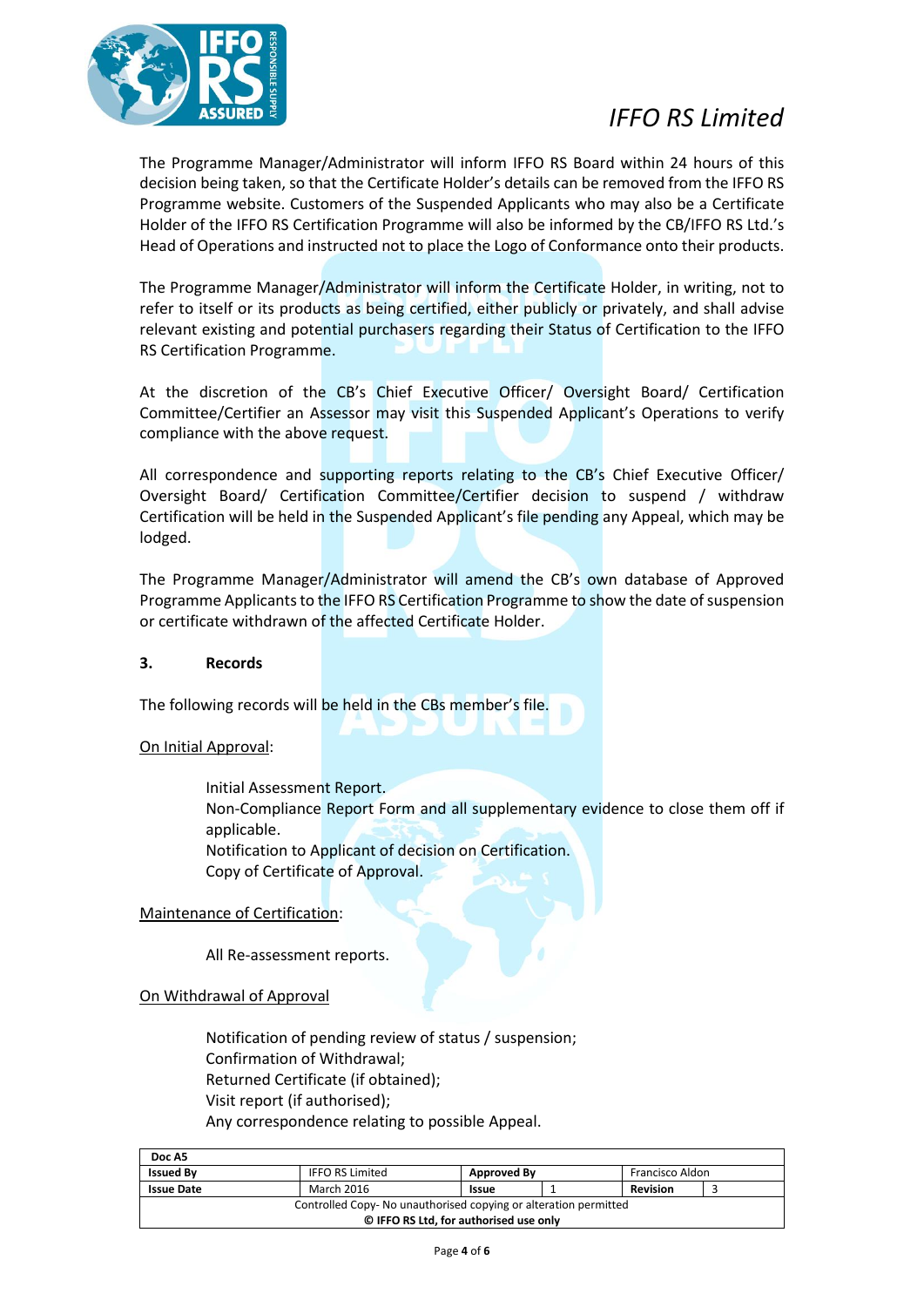The Programme Manager/Administrator will inform IFFO RS Board within 24 hours of this decision being taken, so that the Certificate Holder's details can be removed from the IFFO RS Programme website. Customers of the Suspended Applicants who may also be a Certificate Holder of the IFFO RS Certification Programme will also be informed by the CB/IFFO RS Ltd.'s Head of Operations and instructed not to place the Logo of Conformance onto their products.

The Programme Manager/Administrator will inform the Certificate Holder, in writing, not to refer to itself or its products as being certified, either publicly or privately, and shall advise relevant existing and potential purchasers regarding their Status of Certification to the IFFO RS Certification Programme.

At the discretion of the CB's Chief Executive Officer/ Oversight Board/ Certification Committee/Certifier an Assessor may visit this Suspended Applicant's Operations to verify compliance with the above request.

All correspondence and supporting reports relating to the CB's Chief Executive Officer/ Oversight Board/ Certification Committee/Certifier decision to suspend / withdraw Certification will be held in the Suspended Applicant's file pending any Appeal, which may be lodged.

The Programme Manager/Administrator will amend the CB's own database of Approved Programme Applicants to the IFFO RS Certification Programme to show the date of suspension or certificate withdrawn of the affected Certificate Holder.

## 3. Records

The following records will be held in the CBs member's file.

On Initial Approval:

Initial Assessment Report.
Non-Compliance Report Form and all supplementary evidence to close them off if applicable.
Notification to Applicant of decision on Certification.
Copy of Certificate of Approval.

Maintenance of Certification:

All Re-assessment reports.

On Withdrawal of Approval

Notification of pending review of status / suspension;
Confirmation of Withdrawal;
Returned Certificate (if obtained);
Visit report (if authorised);
Any correspondence relating to possible Appeal.

| Doc A5 | | | | | |
|---|---|---|---|---|---|
| **Issued By** | IFFO RS Limited | **Approved By** | | Francisco Aldon | |
| **Issue Date** | March 2016 | **Issue** | 1 | **Revision** | 3 |
| Controlled Copy- No unauthorised copying or alteration permitted | | | | | |
| **© IFFO RS Ltd, for authorised use only** | | | | | |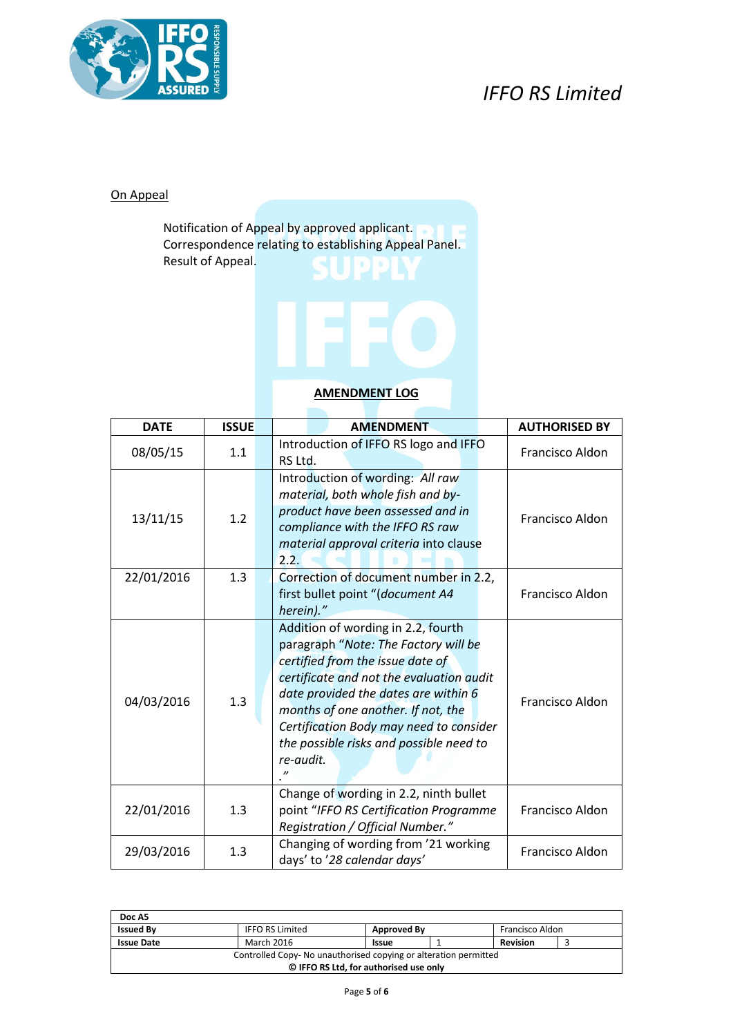On Appeal

Notification of Appeal by approved applicant.
Correspondence relating to establishing Appeal Panel.
Result of Appeal.

**AMENDMENT LOG**

| DATE | ISSUE | AMENDMENT | AUTHORISED BY |
|---|---|---|---|
| 08/05/15 | 1.1 | Introduction of IFFO RS logo and IFFO RS Ltd. | Francisco Aldon |
| 13/11/15 | 1.2 | Introduction of wording: *All raw material, both whole fish and by-product have been assessed and in compliance with the IFFO RS raw material approval criteria* into clause 2.2. | Francisco Aldon |
| 22/01/2016 | 1.3 | Correction of document number in 2.2, first bullet point "(*document A4 herein).*" | Francisco Aldon |
| 04/03/2016 | 1.3 | Addition of wording in 2.2, fourth paragraph "*Note: The Factory will be certified from the issue date of certificate and not the evaluation audit date provided the dates are within 6 months of one another. If not, the Certification Body may need to consider the possible risks and possible need to re-audit. .*" | Francisco Aldon |
| 22/01/2016 | 1.3 | Change of wording in 2.2, ninth bullet point "*IFFO RS Certification Programme Registration / Official Number.*" | Francisco Aldon |
| 29/03/2016 | 1.3 | Changing of wording from '21 working days' to '*28 calendar days*' | Francisco Aldon |

| Doc A5 | | | | | |
|---|---|---|---|---|---|
| **Issued By** | IFFO RS Limited | **Approved By** | | Francisco Aldon | |
| **Issue Date** | March 2016 | **Issue** | 1 | **Revision** | 3 |
| Controlled Copy- No unauthorised copying or alteration permitted | | | | | |
| **© IFFO RS Ltd, for authorised use only** | | | | | |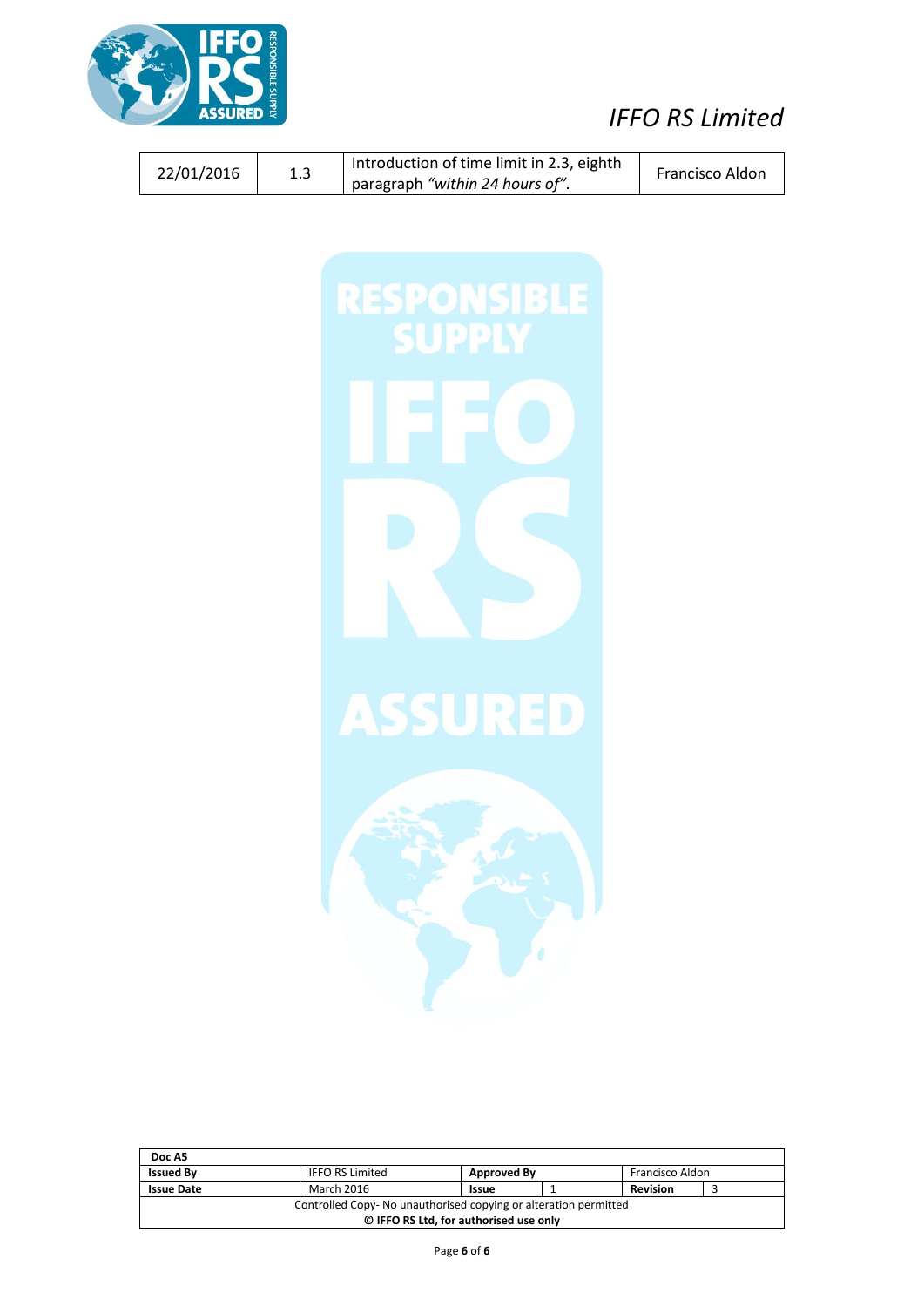| | | | |
|---|---|---|---|
| 22/01/2016 | 1.3 | Introduction of time limit in 2.3, eighth paragraph *"within 24 hours of"*. | Francisco Aldon |